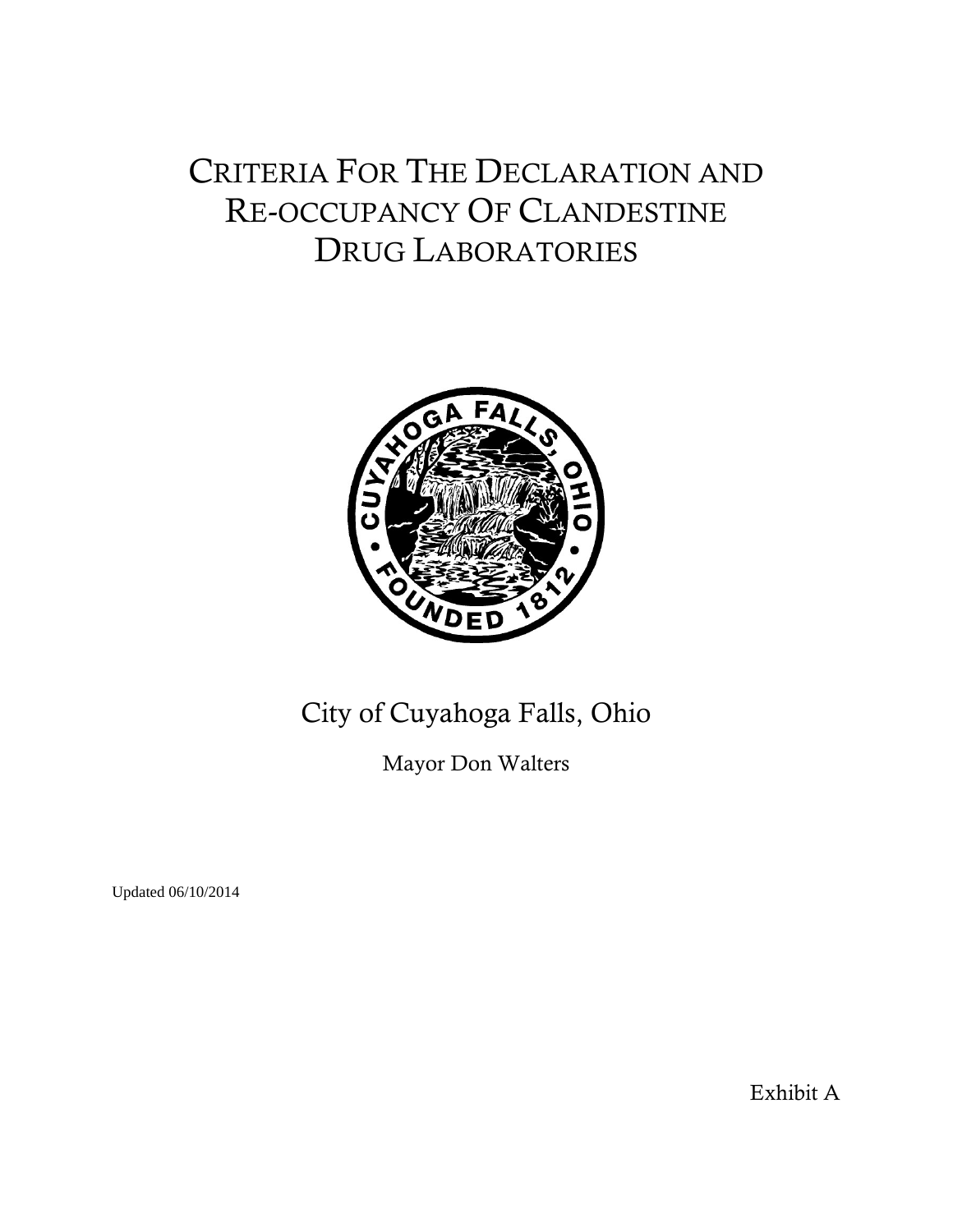# CRITERIA FOR THE DECLARATION AND RE-OCCUPANCY OF CLANDESTINE DRUG LABORATORIES

City of Cuyahoga Falls, Ohio

Mayor Don Walters

Updated 06/10/2014

Exhibit A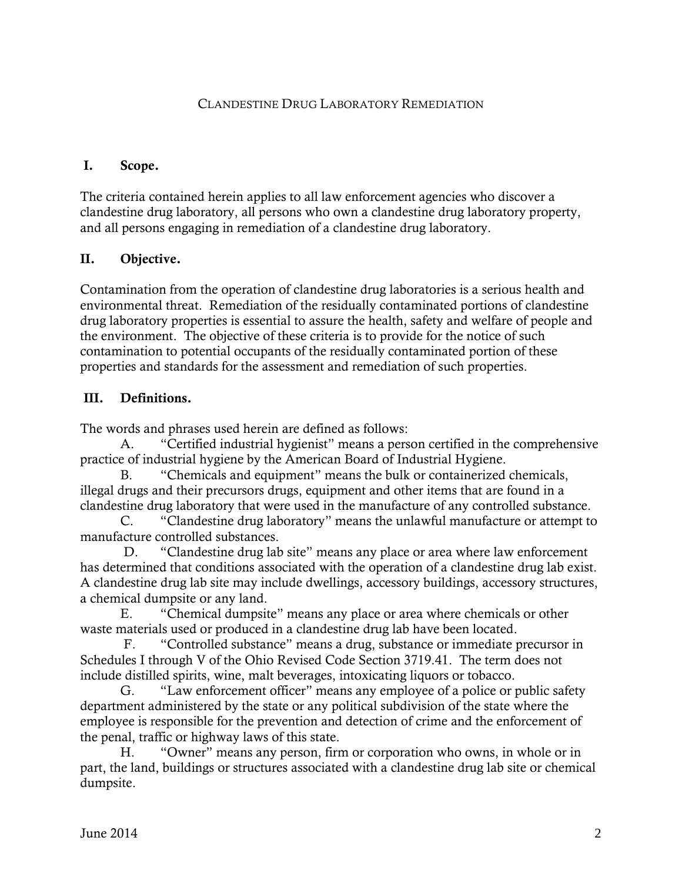# Clandestine Drug Laboratory Remediation

## I. Scope.

The criteria contained herein applies to all law enforcement agencies who discover a clandestine drug laboratory, all persons who own a clandestine drug laboratory property, and all persons engaging in remediation of a clandestine drug laboratory.

## II. Objective.

Contamination from the operation of clandestine drug laboratories is a serious health and environmental threat. Remediation of the residually contaminated portions of clandestine drug laboratory properties is essential to assure the health, safety and welfare of people and the environment. The objective of these criteria is to provide for the notice of such contamination to potential occupants of the residually contaminated portion of these properties and standards for the assessment and remediation of such properties.

## III. Definitions.

The words and phrases used herein are defined as follows:

A. "Certified industrial hygienist" means a person certified in the comprehensive practice of industrial hygiene by the American Board of Industrial Hygiene.

B. "Chemicals and equipment" means the bulk or containerized chemicals, illegal drugs and their precursors drugs, equipment and other items that are found in a clandestine drug laboratory that were used in the manufacture of any controlled substance.

C. "Clandestine drug laboratory" means the unlawful manufacture or attempt to manufacture controlled substances.

D. "Clandestine drug lab site" means any place or area where law enforcement has determined that conditions associated with the operation of a clandestine drug lab exist. A clandestine drug lab site may include dwellings, accessory buildings, accessory structures, a chemical dumpsite or any land.

E. "Chemical dumpsite" means any place or area where chemicals or other waste materials used or produced in a clandestine drug lab have been located.

F. "Controlled substance" means a drug, substance or immediate precursor in Schedules I through V of the Ohio Revised Code Section 3719.41. The term does not include distilled spirits, wine, malt beverages, intoxicating liquors or tobacco.

G. "Law enforcement officer" means any employee of a police or public safety department administered by the state or any political subdivision of the state where the employee is responsible for the prevention and detection of crime and the enforcement of the penal, traffic or highway laws of this state.

H. "Owner" means any person, firm or corporation who owns, in whole or in part, the land, buildings or structures associated with a clandestine drug lab site or chemical dumpsite.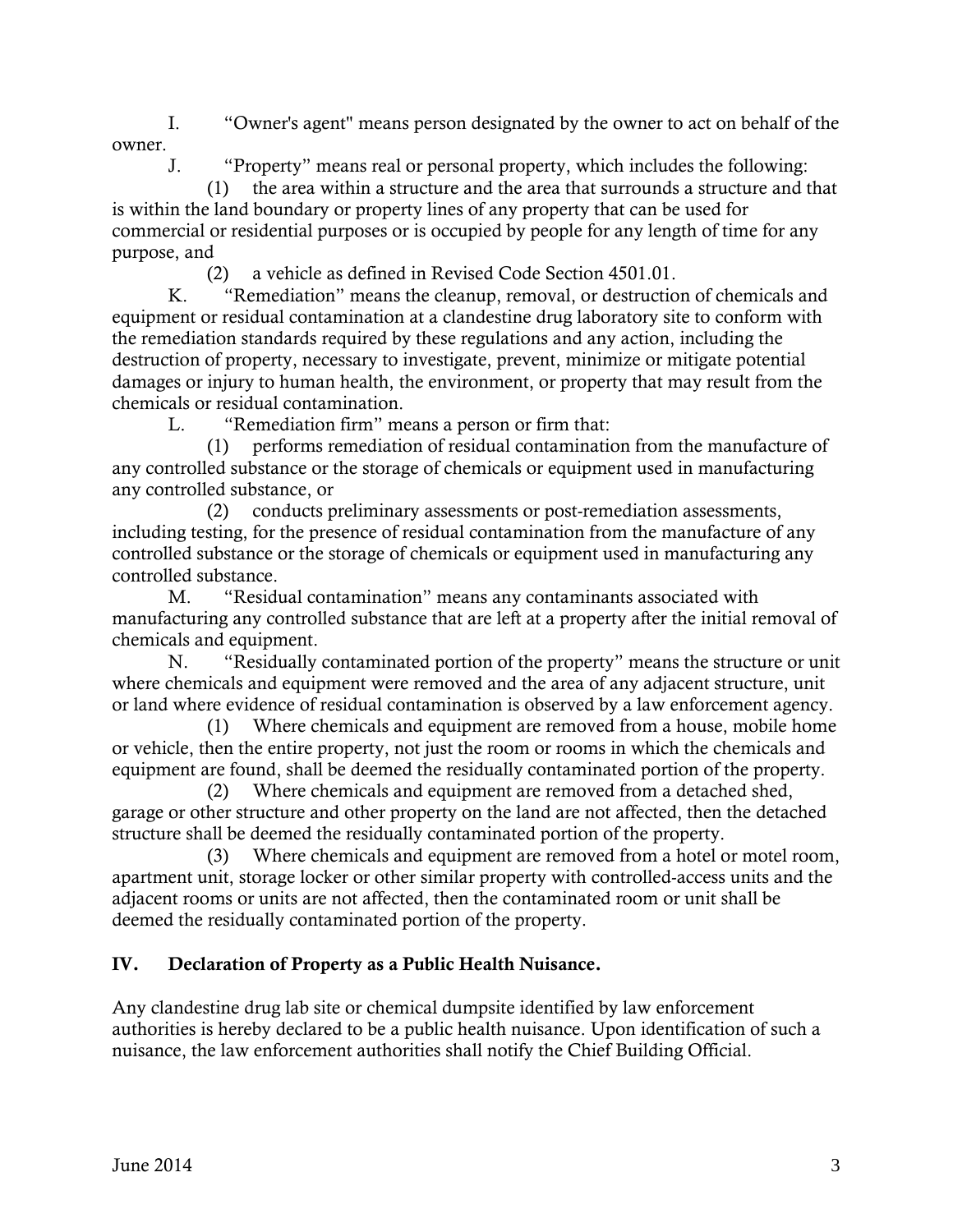I. “Owner's agent" means person designated by the owner to act on behalf of the owner.

J. “Property” means real or personal property, which includes the following:

(1) the area within a structure and the area that surrounds a structure and that is within the land boundary or property lines of any property that can be used for commercial or residential purposes or is occupied by people for any length of time for any purpose, and

(2) a vehicle as defined in Revised Code Section 4501.01.

K. “Remediation” means the cleanup, removal, or destruction of chemicals and equipment or residual contamination at a clandestine drug laboratory site to conform with the remediation standards required by these regulations and any action, including the destruction of property, necessary to investigate, prevent, minimize or mitigate potential damages or injury to human health, the environment, or property that may result from the chemicals or residual contamination.

L. “Remediation firm” means a person or firm that:

(1) performs remediation of residual contamination from the manufacture of any controlled substance or the storage of chemicals or equipment used in manufacturing any controlled substance, or

(2) conducts preliminary assessments or post-remediation assessments, including testing, for the presence of residual contamination from the manufacture of any controlled substance or the storage of chemicals or equipment used in manufacturing any controlled substance.

M. “Residual contamination” means any contaminants associated with manufacturing any controlled substance that are left at a property after the initial removal of chemicals and equipment.

N. “Residually contaminated portion of the property” means the structure or unit where chemicals and equipment were removed and the area of any adjacent structure, unit or land where evidence of residual contamination is observed by a law enforcement agency.

(1) Where chemicals and equipment are removed from a house, mobile home or vehicle, then the entire property, not just the room or rooms in which the chemicals and equipment are found, shall be deemed the residually contaminated portion of the property.

(2) Where chemicals and equipment are removed from a detached shed, garage or other structure and other property on the land are not affected, then the detached structure shall be deemed the residually contaminated portion of the property.

(3) Where chemicals and equipment are removed from a hotel or motel room, apartment unit, storage locker or other similar property with controlled-access units and the adjacent rooms or units are not affected, then the contaminated room or unit shall be deemed the residually contaminated portion of the property.

## IV. Declaration of Property as a Public Health Nuisance.

Any clandestine drug lab site or chemical dumpsite identified by law enforcement authorities is hereby declared to be a public health nuisance. Upon identification of such a nuisance, the law enforcement authorities shall notify the Chief Building Official.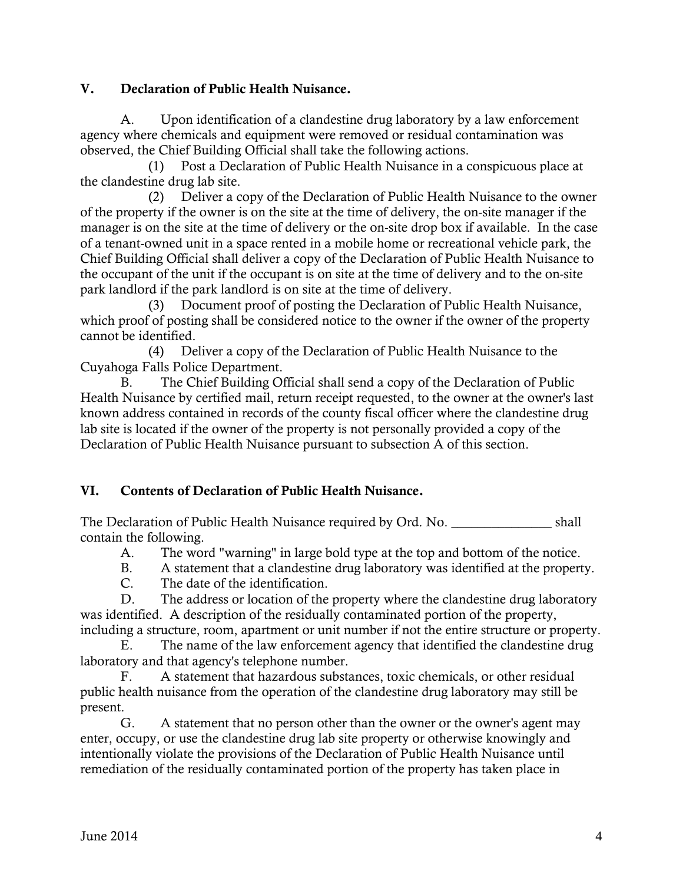## V. Declaration of Public Health Nuisance.

A. Upon identification of a clandestine drug laboratory by a law enforcement agency where chemicals and equipment were removed or residual contamination was observed, the Chief Building Official shall take the following actions.

(1) Post a Declaration of Public Health Nuisance in a conspicuous place at the clandestine drug lab site.

(2) Deliver a copy of the Declaration of Public Health Nuisance to the owner of the property if the owner is on the site at the time of delivery, the on-site manager if the manager is on the site at the time of delivery or the on-site drop box if available. In the case of a tenant-owned unit in a space rented in a mobile home or recreational vehicle park, the Chief Building Official shall deliver a copy of the Declaration of Public Health Nuisance to the occupant of the unit if the occupant is on site at the time of delivery and to the on-site park landlord if the park landlord is on site at the time of delivery.

(3) Document proof of posting the Declaration of Public Health Nuisance, which proof of posting shall be considered notice to the owner if the owner of the property cannot be identified.

(4) Deliver a copy of the Declaration of Public Health Nuisance to the Cuyahoga Falls Police Department.

B. The Chief Building Official shall send a copy of the Declaration of Public Health Nuisance by certified mail, return receipt requested, to the owner at the owner's last known address contained in records of the county fiscal officer where the clandestine drug lab site is located if the owner of the property is not personally provided a copy of the Declaration of Public Health Nuisance pursuant to subsection A of this section.

## VI. Contents of Declaration of Public Health Nuisance.

The Declaration of Public Health Nuisance required by Ord. No. _______________ shall contain the following.

A. The word "warning" in large bold type at the top and bottom of the notice.

B. A statement that a clandestine drug laboratory was identified at the property.

C. The date of the identification.

D. The address or location of the property where the clandestine drug laboratory was identified. A description of the residually contaminated portion of the property, including a structure, room, apartment or unit number if not the entire structure or property.

E. The name of the law enforcement agency that identified the clandestine drug laboratory and that agency's telephone number.

F. A statement that hazardous substances, toxic chemicals, or other residual public health nuisance from the operation of the clandestine drug laboratory may still be present.

G. A statement that no person other than the owner or the owner's agent may enter, occupy, or use the clandestine drug lab site property or otherwise knowingly and intentionally violate the provisions of the Declaration of Public Health Nuisance until remediation of the residually contaminated portion of the property has taken place in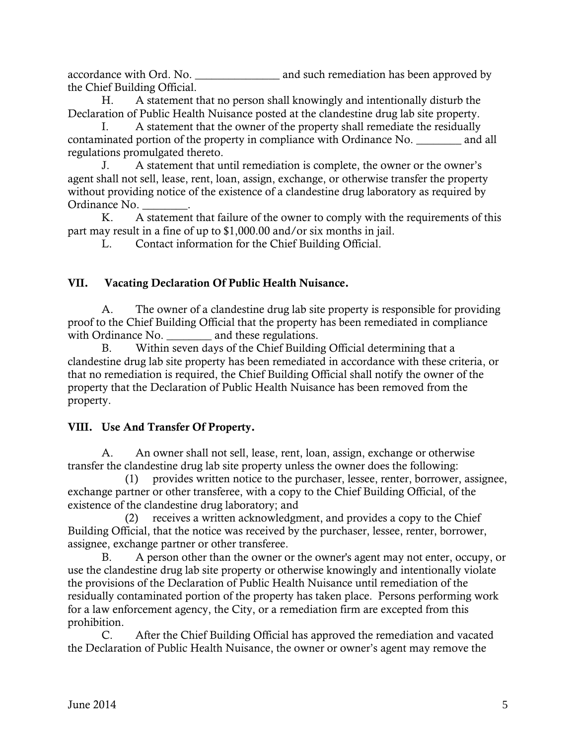accordance with Ord. No. _______________ and such remediation has been approved by the Chief Building Official.

H. A statement that no person shall knowingly and intentionally disturb the Declaration of Public Health Nuisance posted at the clandestine drug lab site property.

I. A statement that the owner of the property shall remediate the residually contaminated portion of the property in compliance with Ordinance No. ________ and all regulations promulgated thereto.

J. A statement that until remediation is complete, the owner or the owner's agent shall not sell, lease, rent, loan, assign, exchange, or otherwise transfer the property without providing notice of the existence of a clandestine drug laboratory as required by Ordinance No. ________.

K. A statement that failure of the owner to comply with the requirements of this part may result in a fine of up to $1,000.00 and/or six months in jail.

L. Contact information for the Chief Building Official.

## VII. Vacating Declaration Of Public Health Nuisance.

A. The owner of a clandestine drug lab site property is responsible for providing proof to the Chief Building Official that the property has been remediated in compliance with Ordinance No. ________ and these regulations.

B. Within seven days of the Chief Building Official determining that a clandestine drug lab site property has been remediated in accordance with these criteria, or that no remediation is required, the Chief Building Official shall notify the owner of the property that the Declaration of Public Health Nuisance has been removed from the property.

## VIII. Use And Transfer Of Property.

A. An owner shall not sell, lease, rent, loan, assign, exchange or otherwise transfer the clandestine drug lab site property unless the owner does the following:

(1) provides written notice to the purchaser, lessee, renter, borrower, assignee, exchange partner or other transferee, with a copy to the Chief Building Official, of the existence of the clandestine drug laboratory; and

(2) receives a written acknowledgment, and provides a copy to the Chief Building Official, that the notice was received by the purchaser, lessee, renter, borrower, assignee, exchange partner or other transferee.

B. A person other than the owner or the owner's agent may not enter, occupy, or use the clandestine drug lab site property or otherwise knowingly and intentionally violate the provisions of the Declaration of Public Health Nuisance until remediation of the residually contaminated portion of the property has taken place. Persons performing work for a law enforcement agency, the City, or a remediation firm are excepted from this prohibition.

C. After the Chief Building Official has approved the remediation and vacated the Declaration of Public Health Nuisance, the owner or owner's agent may remove the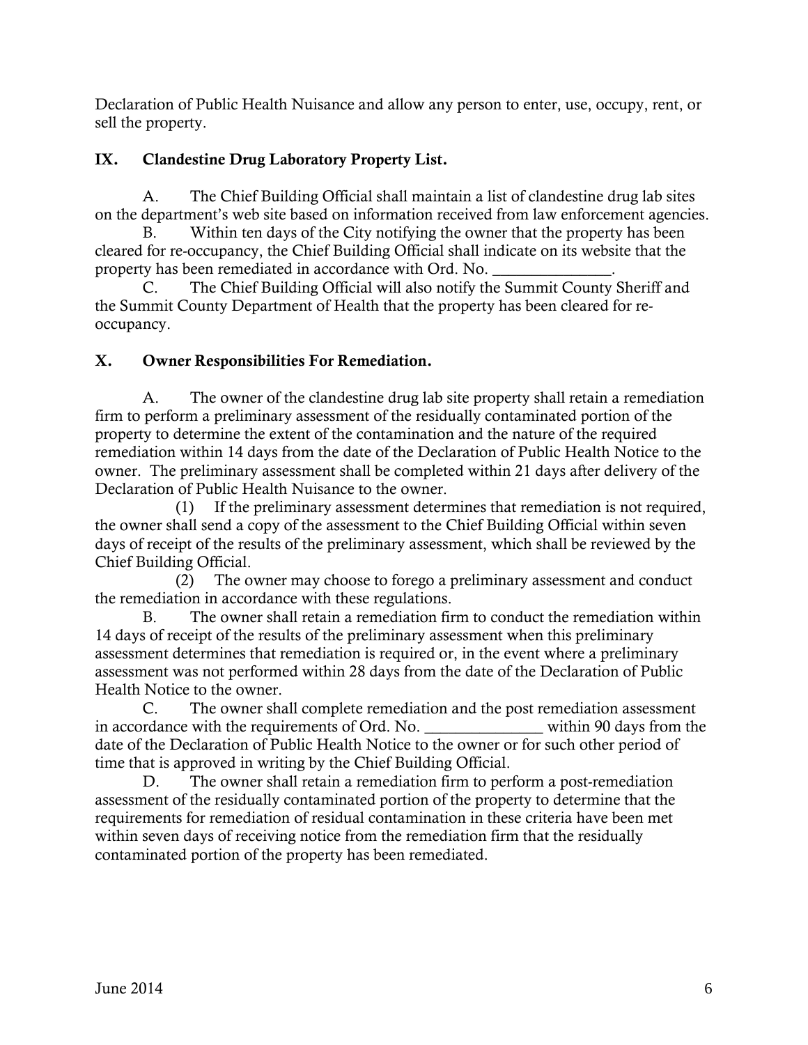Declaration of Public Health Nuisance and allow any person to enter, use, occupy, rent, or sell the property.

## IX. Clandestine Drug Laboratory Property List.

A. The Chief Building Official shall maintain a list of clandestine drug lab sites on the department's web site based on information received from law enforcement agencies.

B. Within ten days of the City notifying the owner that the property has been cleared for re-occupancy, the Chief Building Official shall indicate on its website that the property has been remediated in accordance with Ord. No. _______________.

C. The Chief Building Official will also notify the Summit County Sheriff and the Summit County Department of Health that the property has been cleared for re-occupancy.

## X. Owner Responsibilities For Remediation.

A. The owner of the clandestine drug lab site property shall retain a remediation firm to perform a preliminary assessment of the residually contaminated portion of the property to determine the extent of the contamination and the nature of the required remediation within 14 days from the date of the Declaration of Public Health Notice to the owner. The preliminary assessment shall be completed within 21 days after delivery of the Declaration of Public Health Nuisance to the owner.

(1) If the preliminary assessment determines that remediation is not required, the owner shall send a copy of the assessment to the Chief Building Official within seven days of receipt of the results of the preliminary assessment, which shall be reviewed by the Chief Building Official.

(2) The owner may choose to forego a preliminary assessment and conduct the remediation in accordance with these regulations.

B. The owner shall retain a remediation firm to conduct the remediation within 14 days of receipt of the results of the preliminary assessment when this preliminary assessment determines that remediation is required or, in the event where a preliminary assessment was not performed within 28 days from the date of the Declaration of Public Health Notice to the owner.

C. The owner shall complete remediation and the post remediation assessment in accordance with the requirements of Ord. No. _______________ within 90 days from the date of the Declaration of Public Health Notice to the owner or for such other period of time that is approved in writing by the Chief Building Official.

D. The owner shall retain a remediation firm to perform a post-remediation assessment of the residually contaminated portion of the property to determine that the requirements for remediation of residual contamination in these criteria have been met within seven days of receiving notice from the remediation firm that the residually contaminated portion of the property has been remediated.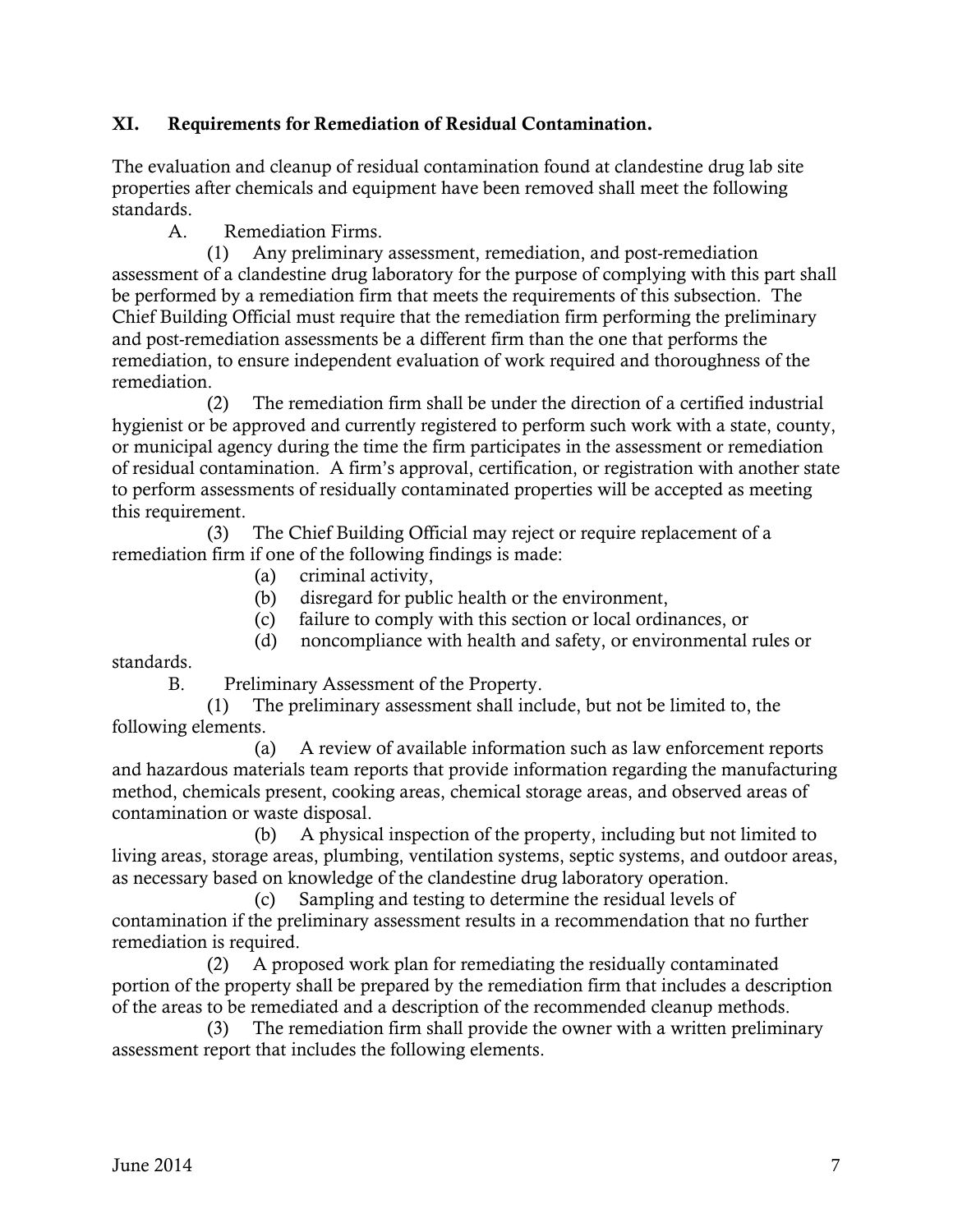## XI. Requirements for Remediation of Residual Contamination.

The evaluation and cleanup of residual contamination found at clandestine drug lab site properties after chemicals and equipment have been removed shall meet the following standards.

A. Remediation Firms.

(1) Any preliminary assessment, remediation, and post-remediation assessment of a clandestine drug laboratory for the purpose of complying with this part shall be performed by a remediation firm that meets the requirements of this subsection. The Chief Building Official must require that the remediation firm performing the preliminary and post-remediation assessments be a different firm than the one that performs the remediation, to ensure independent evaluation of work required and thoroughness of the remediation.

(2) The remediation firm shall be under the direction of a certified industrial hygienist or be approved and currently registered to perform such work with a state, county, or municipal agency during the time the firm participates in the assessment or remediation of residual contamination. A firm's approval, certification, or registration with another state to perform assessments of residually contaminated properties will be accepted as meeting this requirement.

(3) The Chief Building Official may reject or require replacement of a remediation firm if one of the following findings is made:

(a) criminal activity,

(b) disregard for public health or the environment,

(c) failure to comply with this section or local ordinances, or

(d) noncompliance with health and safety, or environmental rules or standards.

B. Preliminary Assessment of the Property.

(1) The preliminary assessment shall include, but not be limited to, the following elements.

(a) A review of available information such as law enforcement reports and hazardous materials team reports that provide information regarding the manufacturing method, chemicals present, cooking areas, chemical storage areas, and observed areas of contamination or waste disposal.

(b) A physical inspection of the property, including but not limited to living areas, storage areas, plumbing, ventilation systems, septic systems, and outdoor areas, as necessary based on knowledge of the clandestine drug laboratory operation.

(c) Sampling and testing to determine the residual levels of contamination if the preliminary assessment results in a recommendation that no further remediation is required.

(2) A proposed work plan for remediating the residually contaminated portion of the property shall be prepared by the remediation firm that includes a description of the areas to be remediated and a description of the recommended cleanup methods.

(3) The remediation firm shall provide the owner with a written preliminary assessment report that includes the following elements.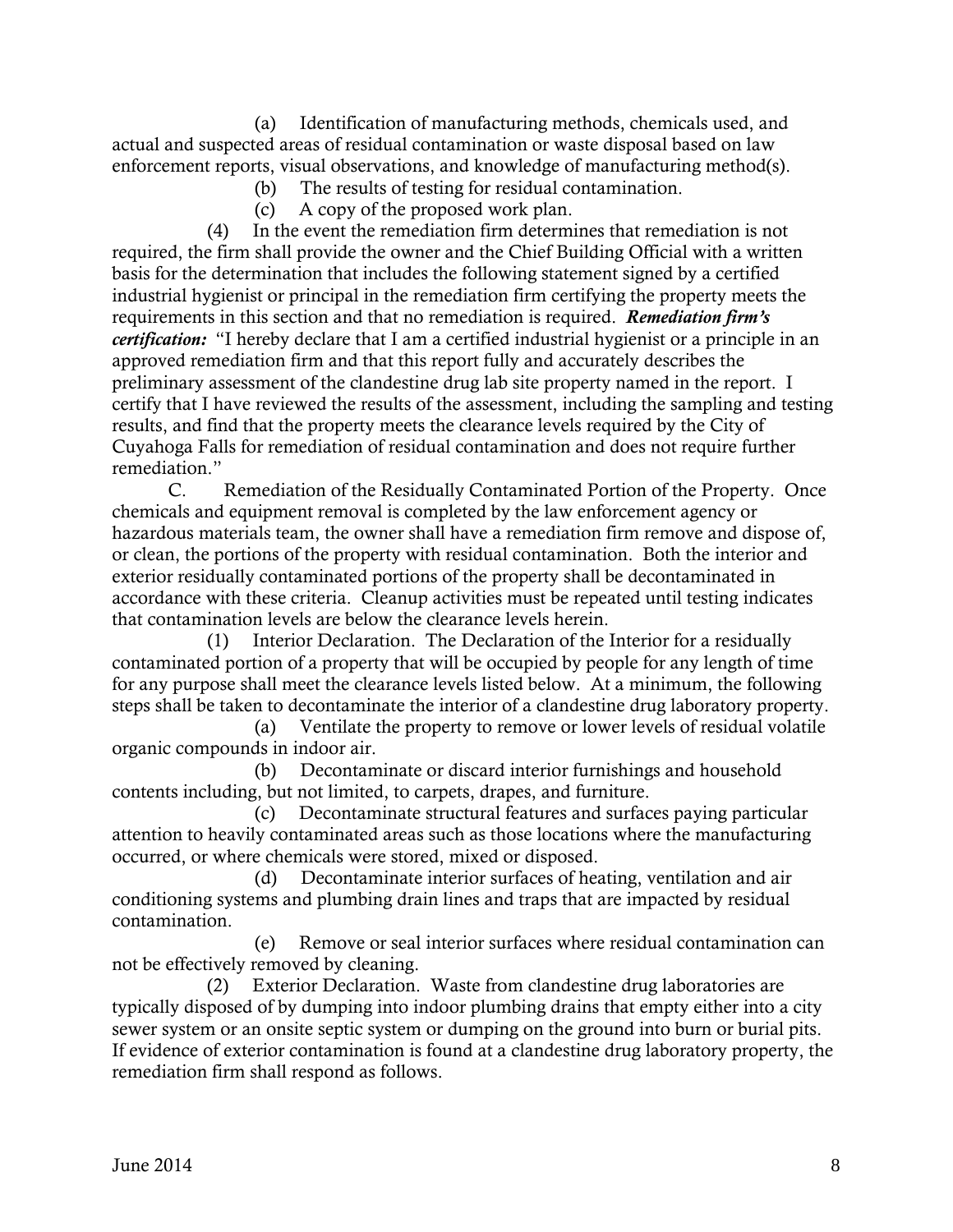(a) Identification of manufacturing methods, chemicals used, and actual and suspected areas of residual contamination or waste disposal based on law enforcement reports, visual observations, and knowledge of manufacturing method(s).

(b) The results of testing for residual contamination.

(c) A copy of the proposed work plan.

(4) In the event the remediation firm determines that remediation is not required, the firm shall provide the owner and the Chief Building Official with a written basis for the determination that includes the following statement signed by a certified industrial hygienist or principal in the remediation firm certifying the property meets the requirements in this section and that no remediation is required. ***Remediation firm's certification:*** "I hereby declare that I am a certified industrial hygienist or a principle in an approved remediation firm and that this report fully and accurately describes the preliminary assessment of the clandestine drug lab site property named in the report. I certify that I have reviewed the results of the assessment, including the sampling and testing results, and find that the property meets the clearance levels required by the City of Cuyahoga Falls for remediation of residual contamination and does not require further remediation."

C. Remediation of the Residually Contaminated Portion of the Property. Once chemicals and equipment removal is completed by the law enforcement agency or hazardous materials team, the owner shall have a remediation firm remove and dispose of, or clean, the portions of the property with residual contamination. Both the interior and exterior residually contaminated portions of the property shall be decontaminated in accordance with these criteria. Cleanup activities must be repeated until testing indicates that contamination levels are below the clearance levels herein.

(1) Interior Declaration. The Declaration of the Interior for a residually contaminated portion of a property that will be occupied by people for any length of time for any purpose shall meet the clearance levels listed below. At a minimum, the following steps shall be taken to decontaminate the interior of a clandestine drug laboratory property.

(a) Ventilate the property to remove or lower levels of residual volatile organic compounds in indoor air.

(b) Decontaminate or discard interior furnishings and household contents including, but not limited, to carpets, drapes, and furniture.

(c) Decontaminate structural features and surfaces paying particular attention to heavily contaminated areas such as those locations where the manufacturing occurred, or where chemicals were stored, mixed or disposed.

(d) Decontaminate interior surfaces of heating, ventilation and air conditioning systems and plumbing drain lines and traps that are impacted by residual contamination.

(e) Remove or seal interior surfaces where residual contamination can not be effectively removed by cleaning.

(2) Exterior Declaration. Waste from clandestine drug laboratories are typically disposed of by dumping into indoor plumbing drains that empty either into a city sewer system or an onsite septic system or dumping on the ground into burn or burial pits. If evidence of exterior contamination is found at a clandestine drug laboratory property, the remediation firm shall respond as follows.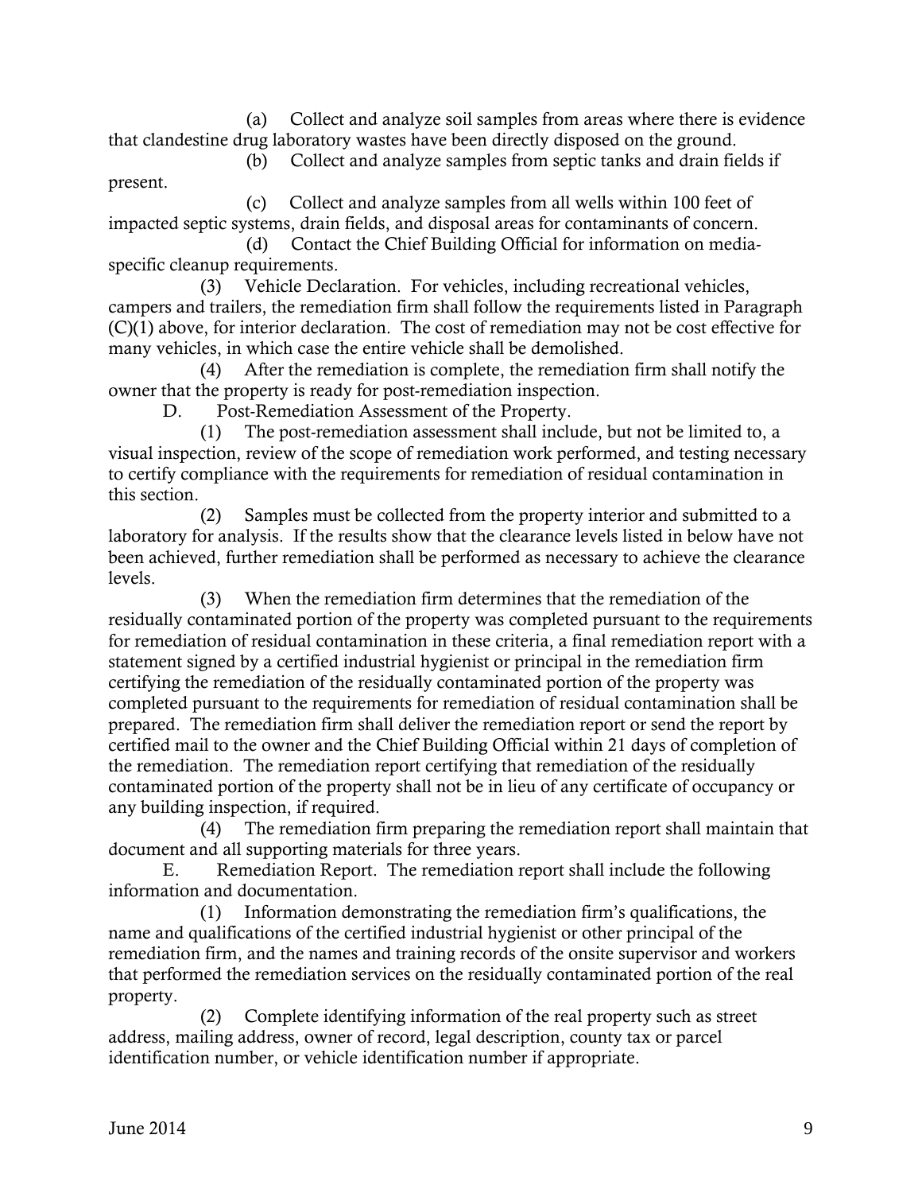(a) Collect and analyze soil samples from areas where there is evidence that clandestine drug laboratory wastes have been directly disposed on the ground.

(b) Collect and analyze samples from septic tanks and drain fields if present.

(c) Collect and analyze samples from all wells within 100 feet of impacted septic systems, drain fields, and disposal areas for contaminants of concern.

(d) Contact the Chief Building Official for information on media-specific cleanup requirements.

(3) Vehicle Declaration. For vehicles, including recreational vehicles, campers and trailers, the remediation firm shall follow the requirements listed in Paragraph (C)(1) above, for interior declaration. The cost of remediation may not be cost effective for many vehicles, in which case the entire vehicle shall be demolished.

(4) After the remediation is complete, the remediation firm shall notify the owner that the property is ready for post-remediation inspection.

D. Post-Remediation Assessment of the Property.

(1) The post-remediation assessment shall include, but not be limited to, a visual inspection, review of the scope of remediation work performed, and testing necessary to certify compliance with the requirements for remediation of residual contamination in this section.

(2) Samples must be collected from the property interior and submitted to a laboratory for analysis. If the results show that the clearance levels listed in below have not been achieved, further remediation shall be performed as necessary to achieve the clearance levels.

(3) When the remediation firm determines that the remediation of the residually contaminated portion of the property was completed pursuant to the requirements for remediation of residual contamination in these criteria, a final remediation report with a statement signed by a certified industrial hygienist or principal in the remediation firm certifying the remediation of the residually contaminated portion of the property was completed pursuant to the requirements for remediation of residual contamination shall be prepared. The remediation firm shall deliver the remediation report or send the report by certified mail to the owner and the Chief Building Official within 21 days of completion of the remediation. The remediation report certifying that remediation of the residually contaminated portion of the property shall not be in lieu of any certificate of occupancy or any building inspection, if required.

(4) The remediation firm preparing the remediation report shall maintain that document and all supporting materials for three years.

E. Remediation Report. The remediation report shall include the following information and documentation.

(1) Information demonstrating the remediation firm's qualifications, the name and qualifications of the certified industrial hygienist or other principal of the remediation firm, and the names and training records of the onsite supervisor and workers that performed the remediation services on the residually contaminated portion of the real property.

(2) Complete identifying information of the real property such as street address, mailing address, owner of record, legal description, county tax or parcel identification number, or vehicle identification number if appropriate.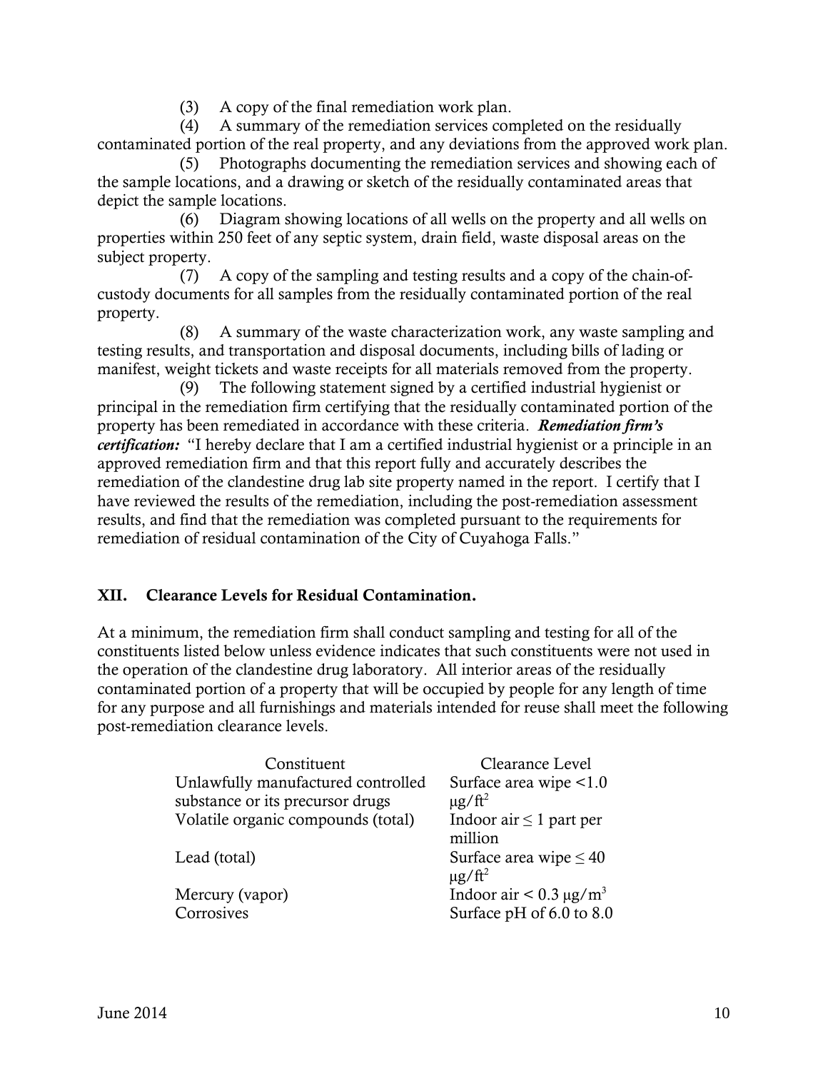(3) A copy of the final remediation work plan.

(4) A summary of the remediation services completed on the residually contaminated portion of the real property, and any deviations from the approved work plan.

(5) Photographs documenting the remediation services and showing each of the sample locations, and a drawing or sketch of the residually contaminated areas that depict the sample locations.

(6) Diagram showing locations of all wells on the property and all wells on properties within 250 feet of any septic system, drain field, waste disposal areas on the subject property.

(7) A copy of the sampling and testing results and a copy of the chain-of-custody documents for all samples from the residually contaminated portion of the real property.

(8) A summary of the waste characterization work, any waste sampling and testing results, and transportation and disposal documents, including bills of lading or manifest, weight tickets and waste receipts for all materials removed from the property.

(9) The following statement signed by a certified industrial hygienist or principal in the remediation firm certifying that the residually contaminated portion of the property has been remediated in accordance with these criteria. ***Remediation firm's certification:*** "I hereby declare that I am a certified industrial hygienist or a principle in an approved remediation firm and that this report fully and accurately describes the remediation of the clandestine drug lab site property named in the report. I certify that I have reviewed the results of the remediation, including the post-remediation assessment results, and find that the remediation was completed pursuant to the requirements for remediation of residual contamination of the City of Cuyahoga Falls."

## XII. Clearance Levels for Residual Contamination.

At a minimum, the remediation firm shall conduct sampling and testing for all of the constituents listed below unless evidence indicates that such constituents were not used in the operation of the clandestine drug laboratory. All interior areas of the residually contaminated portion of a property that will be occupied by people for any length of time for any purpose and all furnishings and materials intended for reuse shall meet the following post-remediation clearance levels.

| Constituent | Clearance Level |
|---|---|
| Unlawfully manufactured controlled substance or its precursor drugs | Surface area wipe $<1.0$ $\mu g/ft^2$ |
| Volatile organic compounds (total) | Indoor air $\leq 1$ part per million |
| Lead (total) | Surface area wipe $\leq 40$ $\mu g/ft^2$ |
| Mercury (vapor) | Indoor air $< 0.3$ $\mu g/m^3$ |
| Corrosives | Surface pH of 6.0 to 8.0 |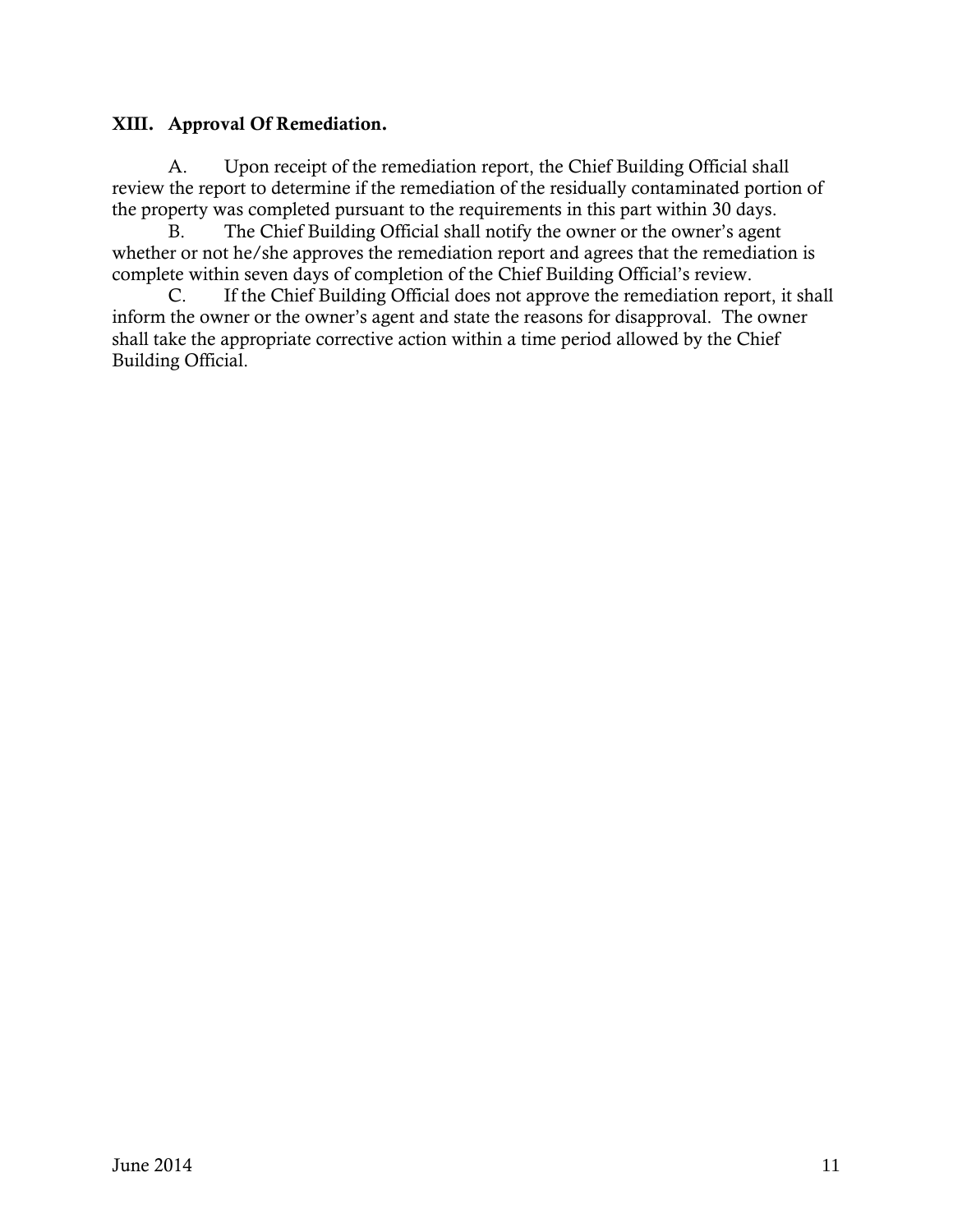## XIII. Approval Of Remediation.

A. Upon receipt of the remediation report, the Chief Building Official shall review the report to determine if the remediation of the residually contaminated portion of the property was completed pursuant to the requirements in this part within 30 days.

B. The Chief Building Official shall notify the owner or the owner's agent whether or not he/she approves the remediation report and agrees that the remediation is complete within seven days of completion of the Chief Building Official's review.

C. If the Chief Building Official does not approve the remediation report, it shall inform the owner or the owner's agent and state the reasons for disapproval. The owner shall take the appropriate corrective action within a time period allowed by the Chief Building Official.